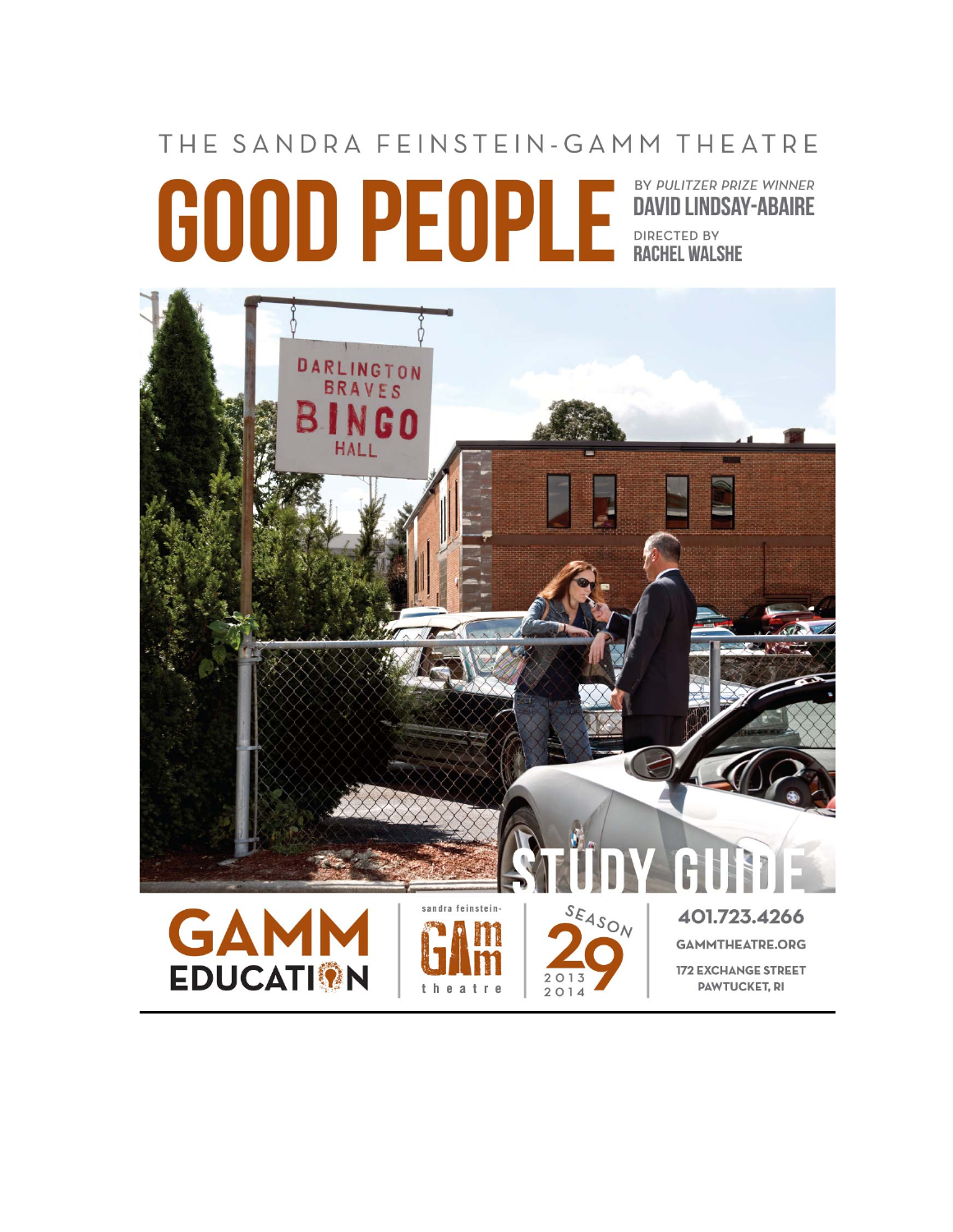THE SANDRA FEINSTEIN-GAMM THEATRE

# GOOD PEOPLE

BY *PULITZER PRIZE WINNER*
**DAVID LINDSAY-ABAIRE**

DIRECTED BY
**RACHEL WALSHE**

## STUDY GUIDE

**GAMM EDUCATION**

sandra feinstein-GAMM theatre

SEASON 29 2013 2014

**401.723.4266**

**GAMMTHEATRE.ORG**

**172 EXCHANGE STREET**
**PAWTUCKET, RI**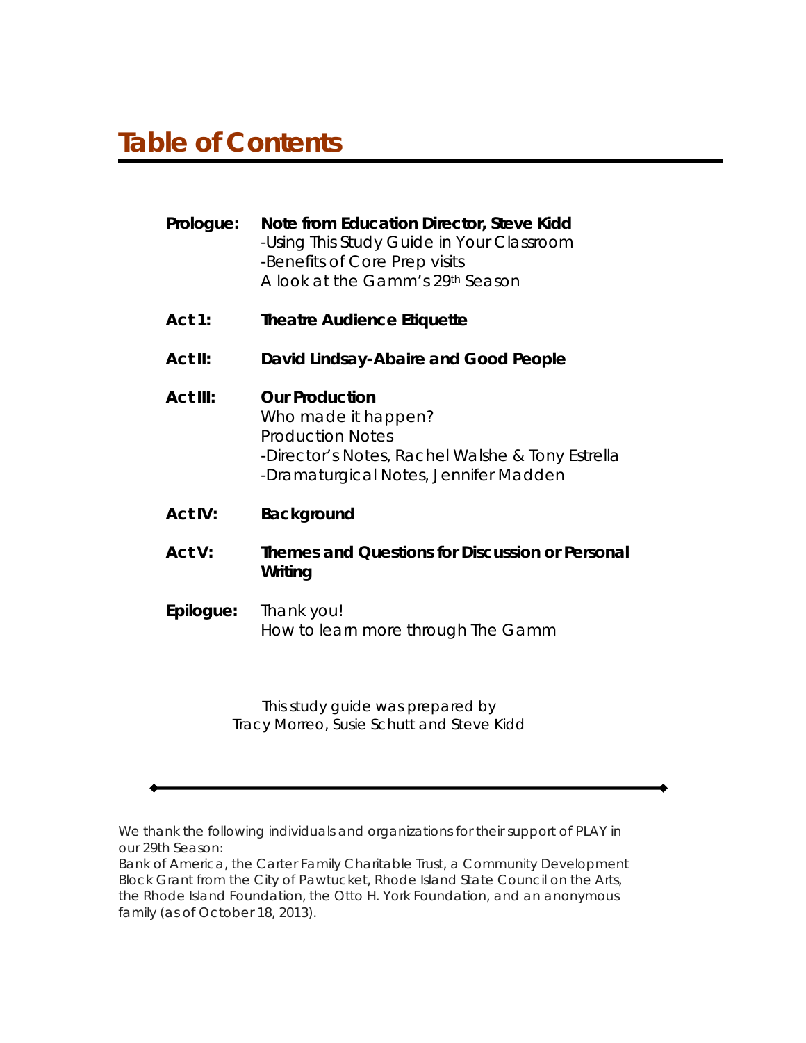# Table of Contents

**Prologue:** **Note from Education Director, Steve Kidd**
-Using This Study Guide in Your Classroom
-Benefits of Core Prep visits
A look at the Gamm's 29th Season

**Act 1:** **Theatre Audience Etiquette**

**Act II:** **David Lindsay-Abaire and Good People**

**Act III:** **Our Production**
Who made it happen?
Production Notes
-Director's Notes, Rachel Walshe & Tony Estrella
-Dramaturgical Notes, Jennifer Madden

**Act IV:** **Background**

**Act V:** **Themes and Questions for Discussion or Personal Writing**

**Epilogue:** Thank you!
How to learn more through The Gamm

This study guide was prepared by
Tracy Morreo, Susie Schutt and Steve Kidd

---

We thank the following individuals and organizations for their support of PLAY in our 29th Season:
Bank of America, the Carter Family Charitable Trust, a Community Development Block Grant from the City of Pawtucket, Rhode Island State Council on the Arts, the Rhode Island Foundation, the Otto H. York Foundation, and an anonymous family (as of October 18, 2013).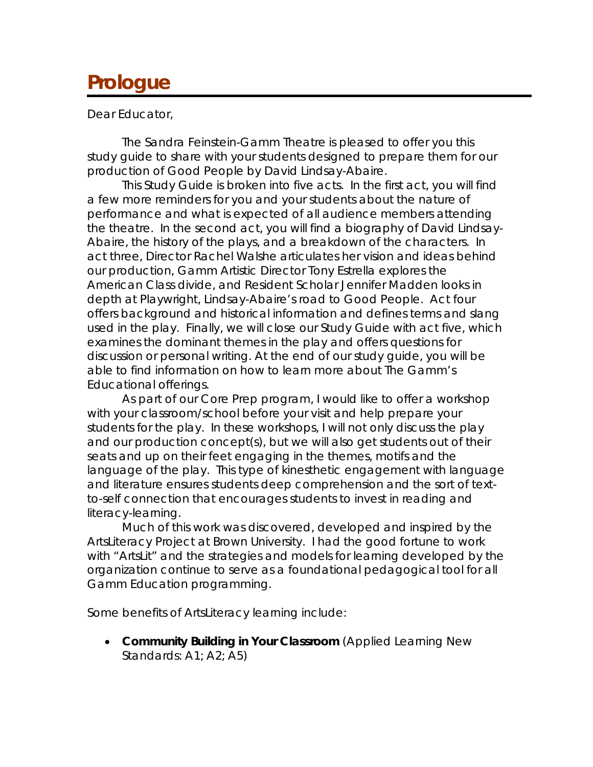# Prologue

Dear Educator,

The Sandra Feinstein-Gamm Theatre is pleased to offer you this study guide to share with your students designed to prepare them for our production of Good People by David Lindsay-Abaire.

This Study Guide is broken into five acts. In the first act, you will find a few more reminders for you and your students about the nature of performance and what is expected of all audience members attending the theatre. In the second act, you will find a biography of David Lindsay-Abaire, the history of the plays, and a breakdown of the characters. In act three, Director Rachel Walshe articulates her vision and ideas behind our production, Gamm Artistic Director Tony Estrella explores the American Class divide, and Resident Scholar Jennifer Madden looks in depth at Playwright, Lindsay-Abaire's road to Good People. Act four offers background and historical information and defines terms and slang used in the play. Finally, we will close our Study Guide with act five, which examines the dominant themes in the play and offers questions for discussion or personal writing. At the end of our study guide, you will be able to find information on how to learn more about The Gamm's Educational offerings.

As part of our Core Prep program, I would like to offer a workshop with your classroom/school before your visit and help prepare your students for the play. In these workshops, I will not only discuss the play and our production concept(s), but we will also get students out of their seats and up on their feet engaging in the themes, motifs and the language of the play. This type of kinesthetic engagement with language and literature ensures students deep comprehension and the sort of text-to-self connection that encourages students to invest in reading and literacy-learning.

Much of this work was discovered, developed and inspired by the ArtsLiteracy Project at Brown University. I had the good fortune to work with "ArtsLit" and the strategies and models for learning developed by the organization continue to serve as a foundational pedagogical tool for all Gamm Education programming.

Some benefits of ArtsLiteracy learning include:

- **Community Building in Your Classroom** (Applied Learning New Standards: A1; A2; A5)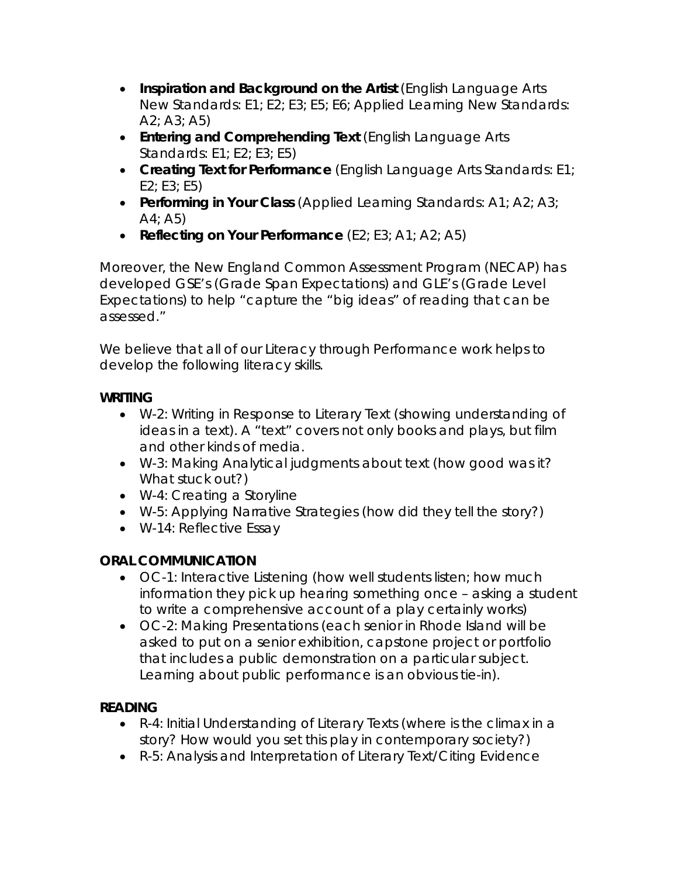- **Inspiration and Background on the Artist** (English Language Arts New Standards: E1; E2; E3; E5; E6; Applied Learning New Standards: A2; A3; A5)
- **Entering and Comprehending Text** (English Language Arts Standards: E1; E2; E3; E5)
- **Creating Text for Performance** (English Language Arts Standards: E1; E2; E3; E5)
- **Performing in Your Class** (Applied Learning Standards: A1; A2; A3; A4; A5)
- **Reflecting on Your Performance** (E2; E3; A1; A2; A5)

Moreover, the New England Common Assessment Program (NECAP) has developed GSE's (Grade Span Expectations) and GLE's (Grade Level Expectations) to help "capture the "big ideas" of reading that can be assessed."

We believe that all of our Literacy through Performance work helps to develop the following literacy skills.

**WRITING**

- W-2: Writing in Response to Literary Text (showing understanding of ideas in a text). A "text" covers not only books and plays, but film and other kinds of media.
- W-3: Making Analytical judgments about text (how good was it? What stuck out?)
- W-4: Creating a Storyline
- W-5: Applying Narrative Strategies (how did they tell the story?)
- W-14: Reflective Essay

**ORAL COMMUNICATION**

- OC-1: Interactive Listening (how well students listen; how much information they pick up hearing something once – asking a student to write a comprehensive account of a play certainly works)
- OC-2: Making Presentations (each senior in Rhode Island will be asked to put on a senior exhibition, capstone project or portfolio that includes a public demonstration on a particular subject. Learning about public performance is an obvious tie-in).

**READING**

- R-4: Initial Understanding of Literary Texts (where is the climax in a story? How would you set this play in contemporary society?)
- R-5: Analysis and Interpretation of Literary Text/Citing Evidence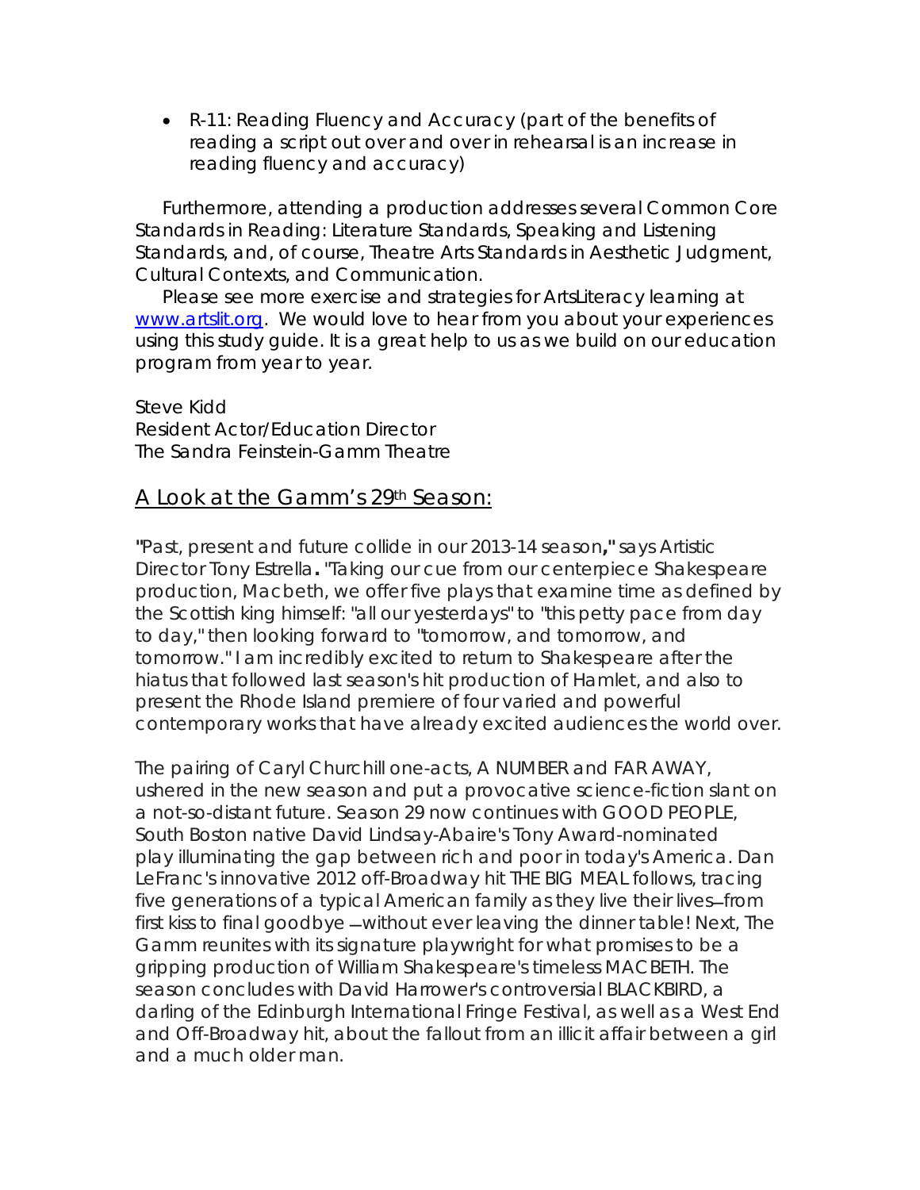- R-11: Reading Fluency and Accuracy (part of the benefits of reading a script out over and over in rehearsal is an increase in reading fluency and accuracy)

Furthermore, attending a production addresses several Common Core Standards in Reading: Literature Standards, Speaking and Listening Standards, and, of course, Theatre Arts Standards in Aesthetic Judgment, Cultural Contexts, and Communication.

Please see more exercise and strategies for ArtsLiteracy learning at www.artslit.org. We would love to hear from you about your experiences using this study guide. It is a great help to us as we build on our education program from year to year.

Steve Kidd
Resident Actor/Education Director
The Sandra Feinstein-Gamm Theatre

## A Look at the Gamm's 29th Season:

**"**Past, present and future collide in our 2013-14 season**,"** says Artistic Director Tony Estrella**.** "Taking our cue from our centerpiece Shakespeare production, Macbeth, we offer five plays that examine time as defined by the Scottish king himself: "all our yesterdays" to "this petty pace from day to day," then looking forward to "tomorrow, and tomorrow, and tomorrow." I am incredibly excited to return to Shakespeare after the hiatus that followed last season's hit production of Hamlet, and also to present the Rhode Island premiere of four varied and powerful contemporary works that have already excited audiences the world over.

The pairing of Caryl Churchill one-acts, A NUMBER and FAR AWAY, ushered in the new season and put a provocative science-fiction slant on a not-so-distant future. Season 29 now continues with GOOD PEOPLE, South Boston native David Lindsay-Abaire's Tony Award-nominated play illuminating the gap between rich and poor in today's America. Dan LeFranc's innovative 2012 off-Broadway hit THE BIG MEAL follows, tracing five generations of a typical American family as they live their lives—from first kiss to final goodbye —without ever leaving the dinner table! Next, The Gamm reunites with its signature playwright for what promises to be a gripping production of William Shakespeare's timeless MACBETH. The season concludes with David Harrower's controversial BLACKBIRD, a darling of the Edinburgh International Fringe Festival, as well as a West End and Off-Broadway hit, about the fallout from an illicit affair between a girl and a much older man.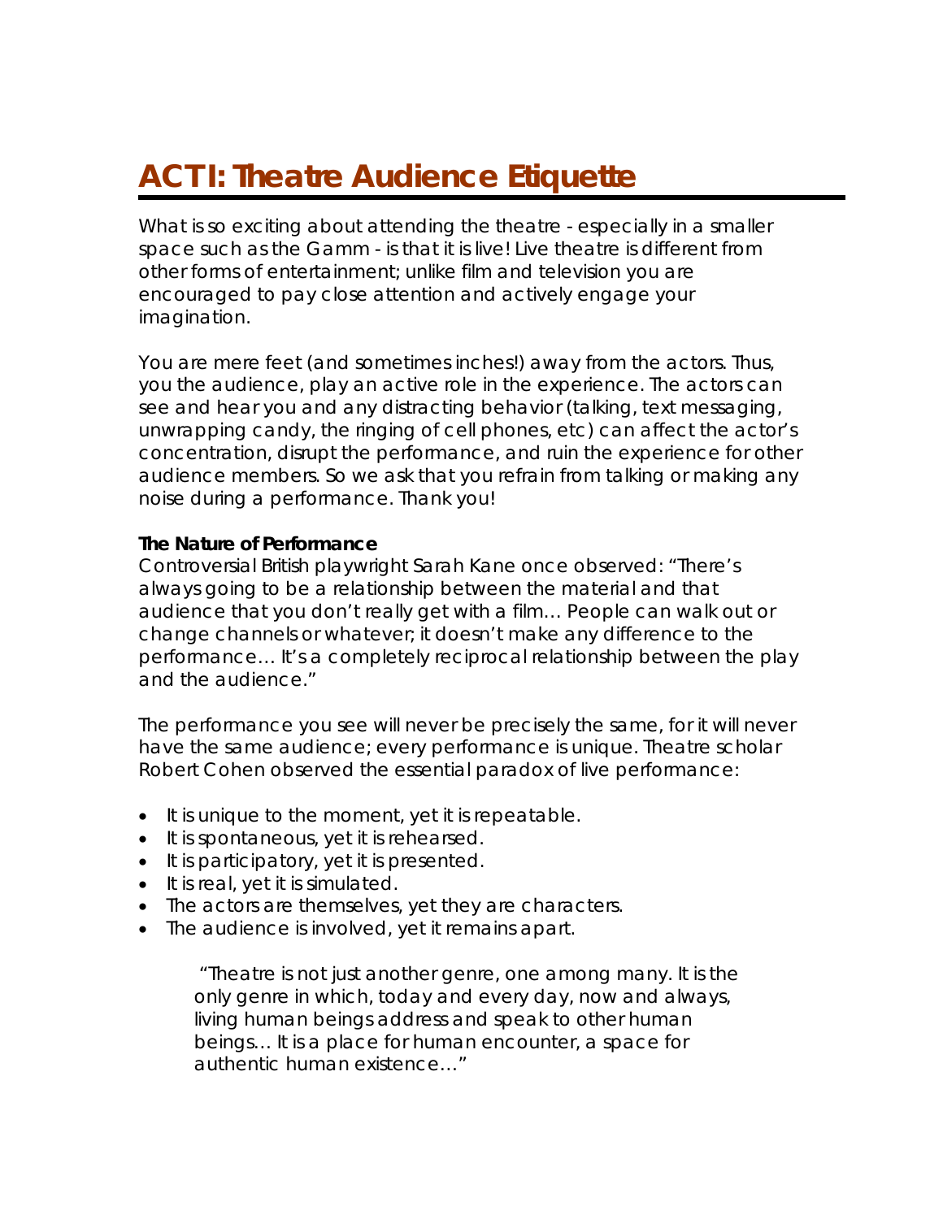# ACT I: Theatre Audience Etiquette

What is so exciting about attending the theatre - especially in a smaller space such as the Gamm - is that it is live! Live theatre is different from other forms of entertainment; unlike film and television you are encouraged to pay close attention and actively engage your imagination.

You are mere feet (and sometimes inches!) away from the actors. Thus, you the audience, play an active role in the experience. The actors can see and hear you and any distracting behavior (talking, text messaging, unwrapping candy, the ringing of cell phones, etc) can affect the actor's concentration, disrupt the performance, and ruin the experience for other audience members. So we ask that you refrain from talking or making any noise during a performance. Thank you!

**The Nature of Performance**

Controversial British playwright Sarah Kane once observed: "There's always going to be a relationship between the material and that audience that you don't really get with a film… People can walk out or change channels or whatever; it doesn't make any difference to the performance… It's a completely reciprocal relationship between the play and the audience."

The performance you see will never be precisely the same, for it will never have the same audience; every performance is unique. Theatre scholar Robert Cohen observed the essential paradox of live performance:

- It is unique to the moment, yet it is repeatable.
- It is spontaneous, yet it is rehearsed.
- It is participatory, yet it is presented.
- It is real, yet it is simulated.
- The actors are themselves, yet they are characters.
- The audience is involved, yet it remains apart.

> "Theatre is not just another genre, one among many. It is the only genre in which, today and every day, now and always, living human beings address and speak to other human beings… It is a place for human encounter, a space for authentic human existence…"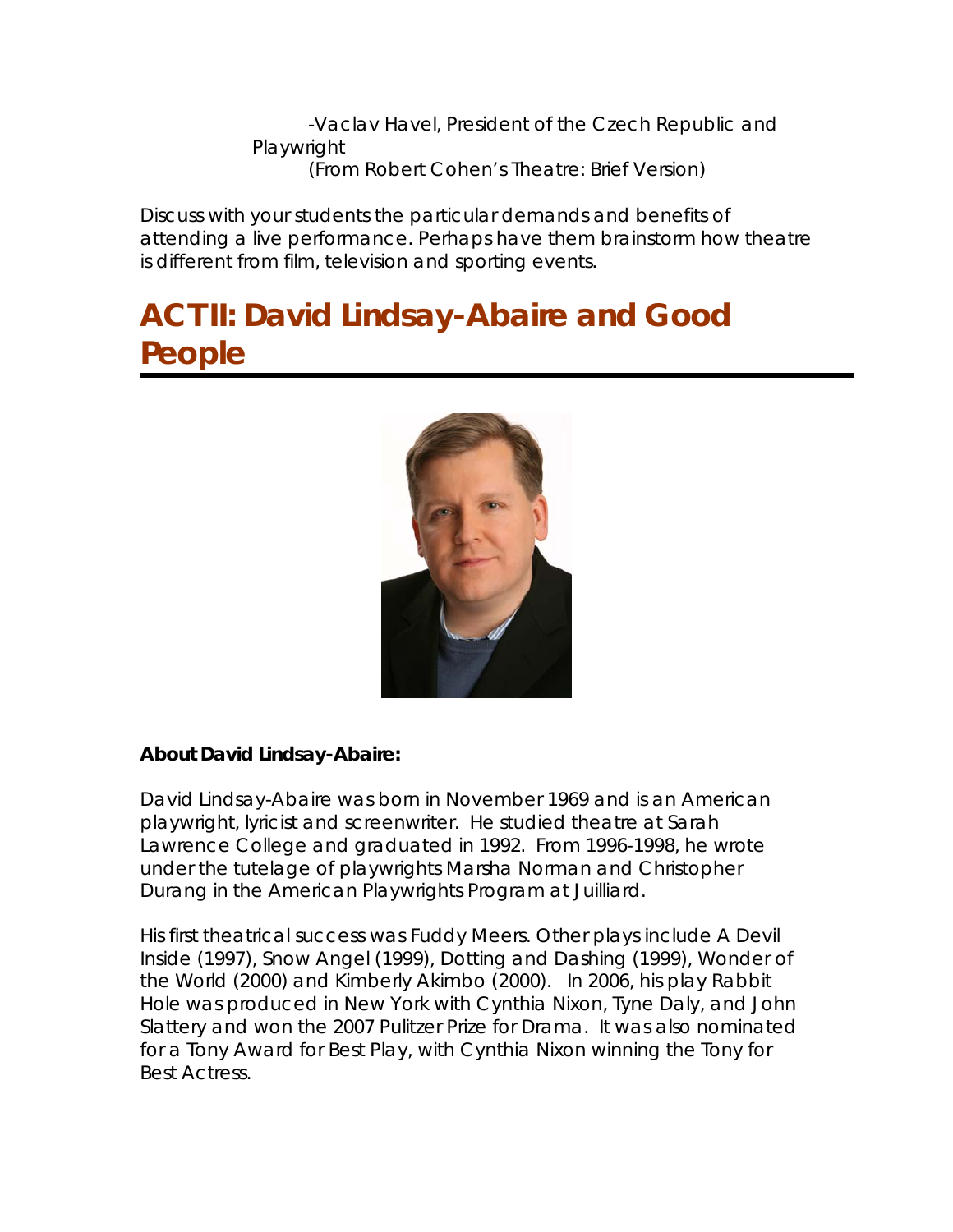-Vaclav Havel, President of the Czech Republic and Playwright
(From Robert Cohen's Theatre: Brief Version)

Discuss with your students the particular demands and benefits of attending a live performance. Perhaps have them brainstorm how theatre is different from film, television and sporting events.

# ACT II: David Lindsay-Abaire and Good People

**About David Lindsay-Abaire:**

David Lindsay-Abaire was born in November 1969 and is an American playwright, lyricist and screenwriter. He studied theatre at Sarah Lawrence College and graduated in 1992. From 1996-1998, he wrote under the tutelage of playwrights Marsha Norman and Christopher Durang in the American Playwrights Program at Juilliard.

His first theatrical success was Fuddy Meers. Other plays include A Devil Inside (1997), Snow Angel (1999), Dotting and Dashing (1999), Wonder of the World (2000) and Kimberly Akimbo (2000). In 2006, his play Rabbit Hole was produced in New York with Cynthia Nixon, Tyne Daly, and John Slattery and won the 2007 Pulitzer Prize for Drama. It was also nominated for a Tony Award for Best Play, with Cynthia Nixon winning the Tony for Best Actress.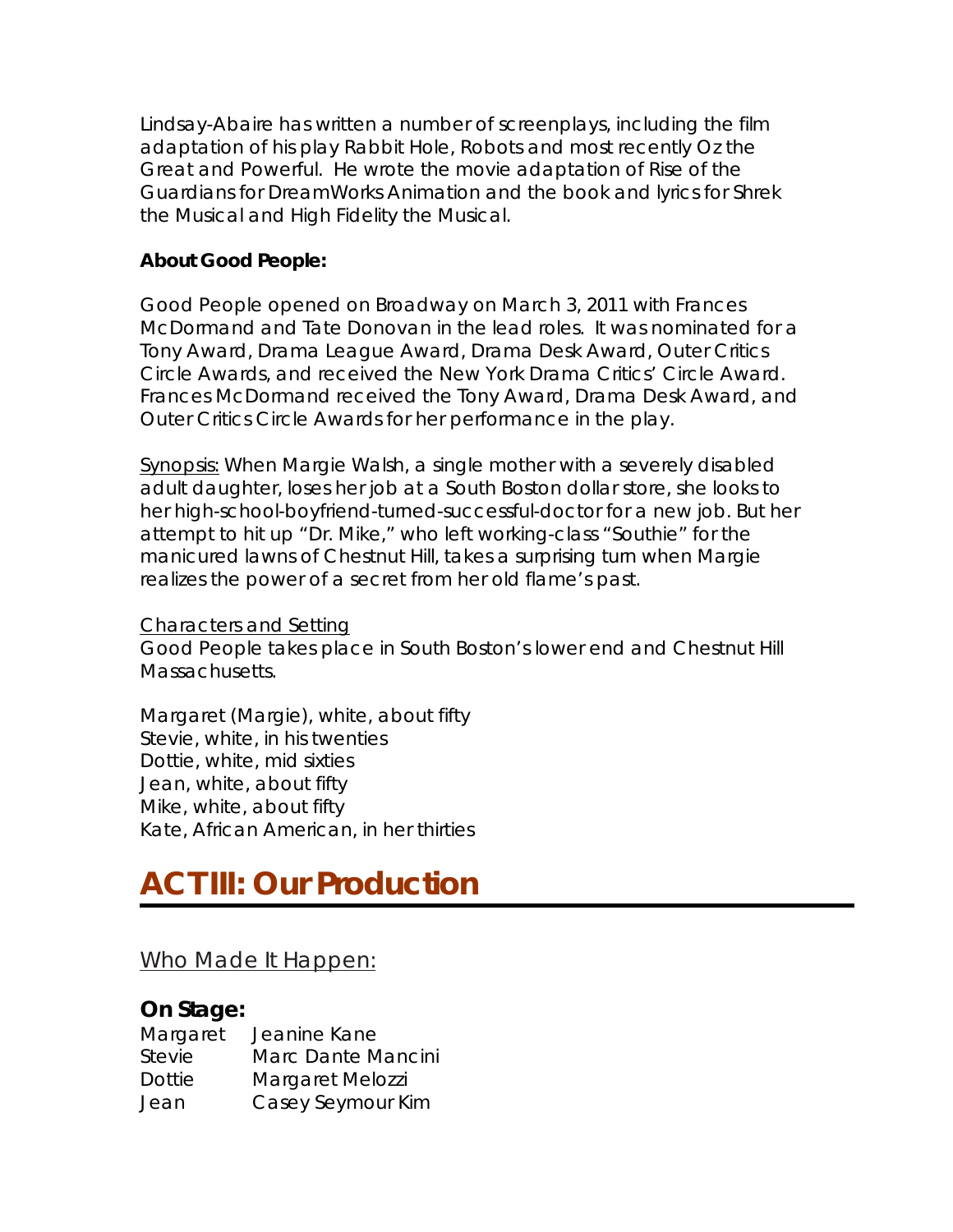Lindsay-Abaire has written a number of screenplays, including the film adaptation of his play Rabbit Hole, Robots and most recently Oz the Great and Powerful. He wrote the movie adaptation of Rise of the Guardians for DreamWorks Animation and the book and lyrics for Shrek the Musical and High Fidelity the Musical.

**About Good People:**

Good People opened on Broadway on March 3, 2011 with Frances McDormand and Tate Donovan in the lead roles. It was nominated for a Tony Award, Drama League Award, Drama Desk Award, Outer Critics Circle Awards, and received the New York Drama Critics' Circle Award. Frances McDormand received the Tony Award, Drama Desk Award, and Outer Critics Circle Awards for her performance in the play.

Synopsis: When Margie Walsh, a single mother with a severely disabled adult daughter, loses her job at a South Boston dollar store, she looks to her high-school-boyfriend-turned-successful-doctor for a new job. But her attempt to hit up "Dr. Mike," who left working-class "Southie" for the manicured lawns of Chestnut Hill, takes a surprising turn when Margie realizes the power of a secret from her old flame's past.

Characters and Setting

Good People takes place in South Boston's lower end and Chestnut Hill Massachusetts.

Margaret (Margie), white, about fifty
Stevie, white, in his twenties
Dottie, white, mid sixties
Jean, white, about fifty
Mike, white, about fifty
Kate, African American, in her thirties

# ACT III: Our Production

## Who Made It Happen:

### On Stage:

| | |
|---|---|
| Margaret | Jeanine Kane |
| Stevie | Marc Dante Mancini |
| Dottie | Margaret Melozzi |
| Jean | Casey Seymour Kim |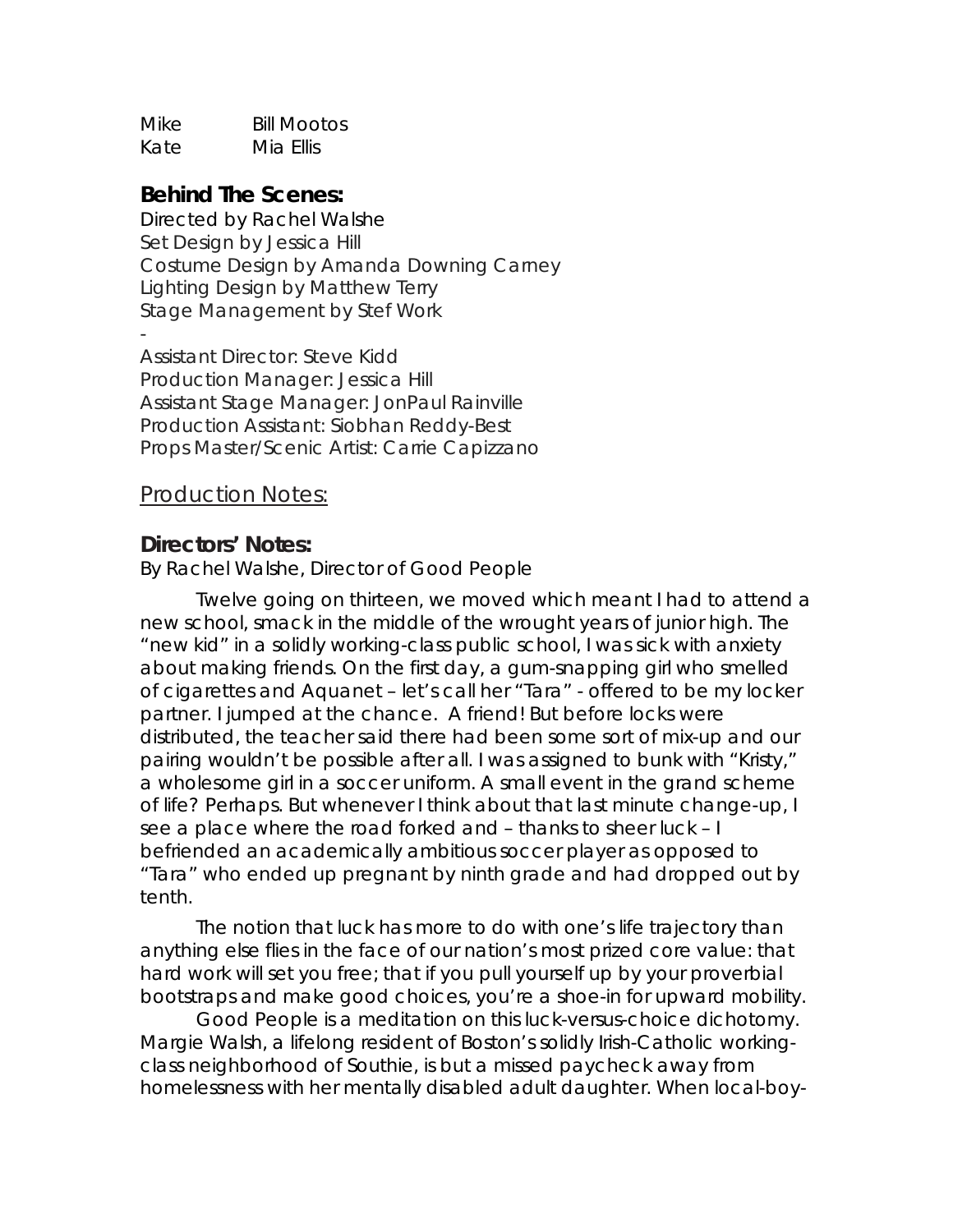| | |
|---|---|
| Mike | Bill Mootos |
| Kate | Mia Ellis |

## Behind The Scenes:

Directed by Rachel Walshe
Set Design by Jessica Hill
Costume Design by Amanda Downing Carney
Lighting Design by Matthew Terry
Stage Management by Stef Work
-
Assistant Director: Steve Kidd
Production Manager: Jessica Hill
Assistant Stage Manager: JonPaul Rainville
Production Assistant: Siobhan Reddy-Best
Props Master/Scenic Artist: Carrie Capizzano

## Production Notes:

## Directors' Notes:

By Rachel Walshe, Director of Good People

Twelve going on thirteen, we moved which meant I had to attend a new school, smack in the middle of the wrought years of junior high. The "new kid" in a solidly working-class public school, I was sick with anxiety about making friends. On the first day, a gum-snapping girl who smelled of cigarettes and Aquanet – let's call her "Tara" - offered to be my locker partner. I jumped at the chance. A friend! But before locks were distributed, the teacher said there had been some sort of mix-up and our pairing wouldn't be possible after all. I was assigned to bunk with "Kristy," a wholesome girl in a soccer uniform. A small event in the grand scheme of life? Perhaps. But whenever I think about that last minute change-up, I see a place where the road forked and – thanks to sheer luck – I befriended an academically ambitious soccer player as opposed to "Tara" who ended up pregnant by ninth grade and had dropped out by tenth.

The notion that luck has more to do with one's life trajectory than anything else flies in the face of our nation's most prized core value: that hard work will set you free; that if you pull yourself up by your proverbial bootstraps and make good choices, you're a shoe-in for upward mobility.

Good People is a meditation on this luck-versus-choice dichotomy. Margie Walsh, a lifelong resident of Boston's solidly Irish-Catholic working-class neighborhood of Southie, is but a missed paycheck away from homelessness with her mentally disabled adult daughter. When local-boy-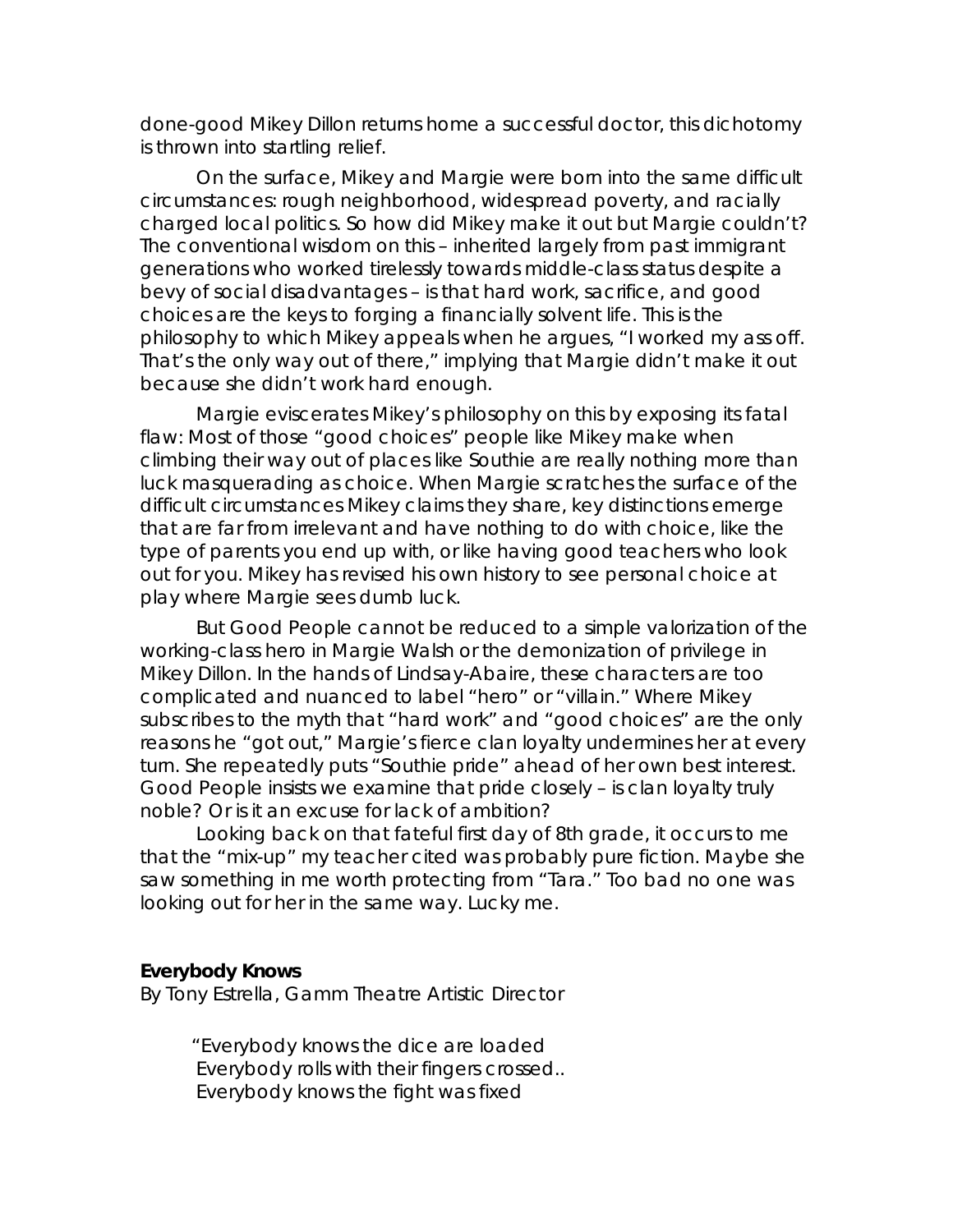done-good Mikey Dillon returns home a successful doctor, this dichotomy is thrown into startling relief.

On the surface, Mikey and Margie were born into the same difficult circumstances: rough neighborhood, widespread poverty, and racially charged local politics. So how did Mikey make it out but Margie couldn't? The conventional wisdom on this – inherited largely from past immigrant generations who worked tirelessly towards middle-class status despite a bevy of social disadvantages – is that hard work, sacrifice, and good choices are the keys to forging a financially solvent life. This is the philosophy to which Mikey appeals when he argues, "I worked my ass off. That's the only way out of there," implying that Margie didn't make it out because she didn't work hard enough.

Margie eviscerates Mikey's philosophy on this by exposing its fatal flaw: Most of those "good choices" people like Mikey make when climbing their way out of places like Southie are really nothing more than luck masquerading as choice. When Margie scratches the surface of the difficult circumstances Mikey claims they share, key distinctions emerge that are far from irrelevant and have nothing to do with choice, like the type of parents you end up with, or like having good teachers who look out for you. Mikey has revised his own history to see personal choice at play where Margie sees dumb luck.

But Good People cannot be reduced to a simple valorization of the working-class hero in Margie Walsh or the demonization of privilege in Mikey Dillon. In the hands of Lindsay-Abaire, these characters are too complicated and nuanced to label "hero" or "villain." Where Mikey subscribes to the myth that "hard work" and "good choices" are the only reasons he "got out," Margie's fierce clan loyalty undermines her at every turn. She repeatedly puts "Southie pride" ahead of her own best interest. Good People insists we examine that pride closely – is clan loyalty truly noble? Or is it an excuse for lack of ambition?

Looking back on that fateful first day of 8th grade, it occurs to me that the "mix-up" my teacher cited was probably pure fiction. Maybe she saw something in me worth protecting from "Tara." Too bad no one was looking out for her in the same way. Lucky me.

**Everybody Knows**

By Tony Estrella, Gamm Theatre Artistic Director

"Everybody knows the dice are loaded
Everybody rolls with their fingers crossed..
Everybody knows the fight was fixed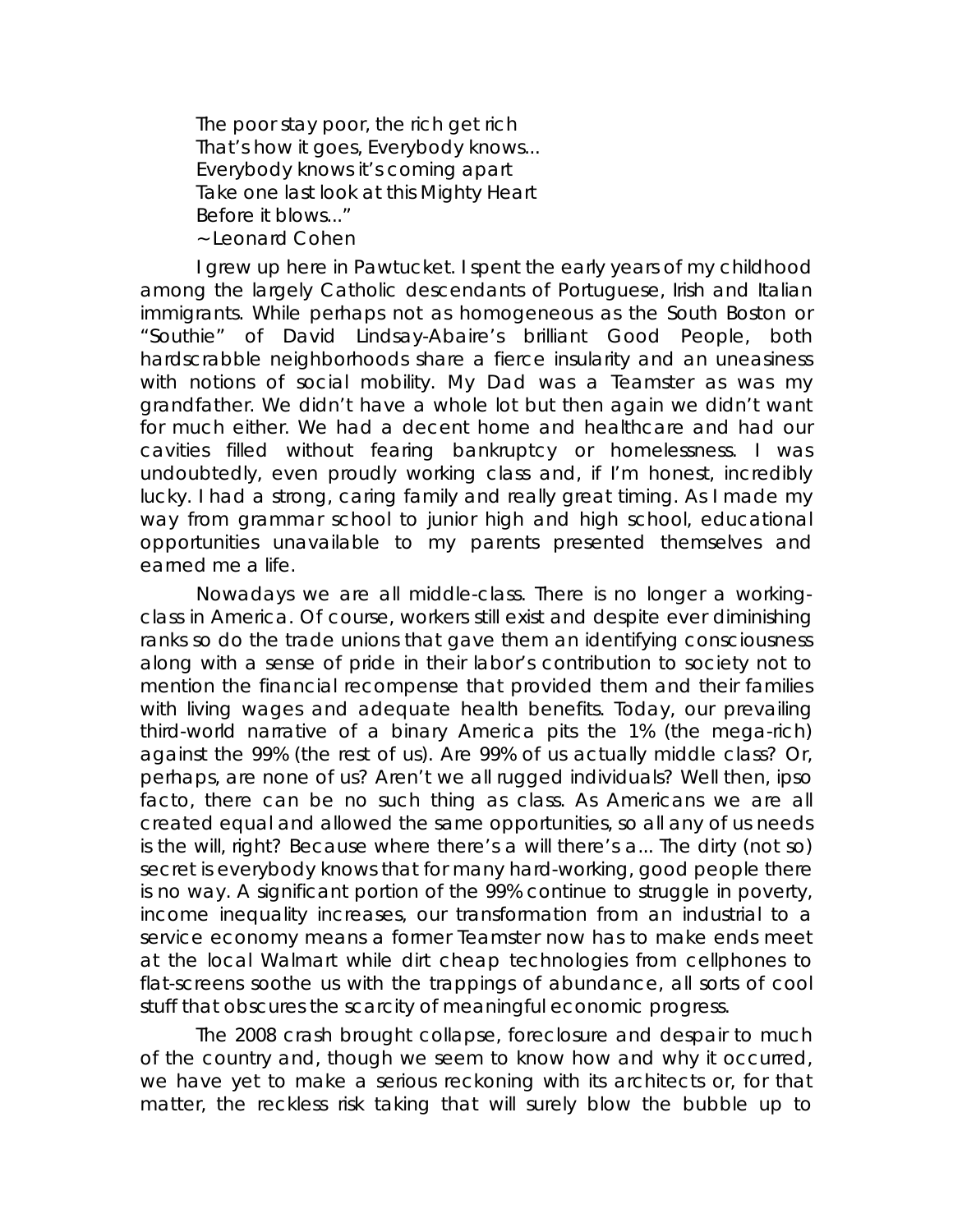The poor stay poor, the rich get rich
That's how it goes, Everybody knows...
Everybody knows it's coming apart
Take one last look at this Mighty Heart
Before it blows..."
~ Leonard Cohen

I grew up here in Pawtucket. I spent the early years of my childhood among the largely Catholic descendants of Portuguese, Irish and Italian immigrants. While perhaps not as homogeneous as the South Boston or "Southie" of David Lindsay-Abaire's brilliant *Good People*, both hardscrabble neighborhoods share a fierce insularity and an uneasiness with notions of social mobility. My Dad was a Teamster as was my grandfather. We didn't have a whole lot but then again we didn't want for much either. We had a decent home and healthcare and had our cavities filled without fearing bankruptcy or homelessness. I was undoubtedly, even proudly working class and, if I'm honest, incredibly lucky. I had a strong, caring family and really great timing. As I made my way from grammar school to junior high and high school, educational opportunities unavailable to my parents presented themselves and earned me a life.

Nowadays we are all middle-class. There is no longer a working-class in America. Of course, workers still exist and despite ever diminishing ranks so do the trade unions that gave them an identifying consciousness along with a sense of pride in their labor's contribution to society not to mention the financial recompense that provided them and their families with living wages and adequate health benefits. Today, our prevailing third-world narrative of a binary America pits the 1% (the mega-rich) against the 99% (the rest of us). Are 99% of us actually middle class? Or, perhaps, are none of us? Aren't we all rugged individuals? Well then, *ipso facto*, there can be no such thing as class. As Americans we are all created equal and allowed the same opportunities, so all any of us needs is the will, right? Because where there's a will there's a... The dirty (not so) secret is everybody knows that for many hard-working, good people there is no way. A significant portion of the 99% continue to struggle in poverty, income inequality increases, our transformation from an industrial to a service economy means a former Teamster now has to make ends meet at the local Walmart while dirt cheap technologies from cellphones to flat-screens soothe us with the trappings of abundance, all sorts of cool stuff that obscures the scarcity of meaningful economic progress.

The 2008 crash brought collapse, foreclosure and despair to much of the country and, though we seem to know how and why it occurred, we have yet to make a serious reckoning with its architects or, for that matter, the reckless risk taking that will surely blow the bubble up to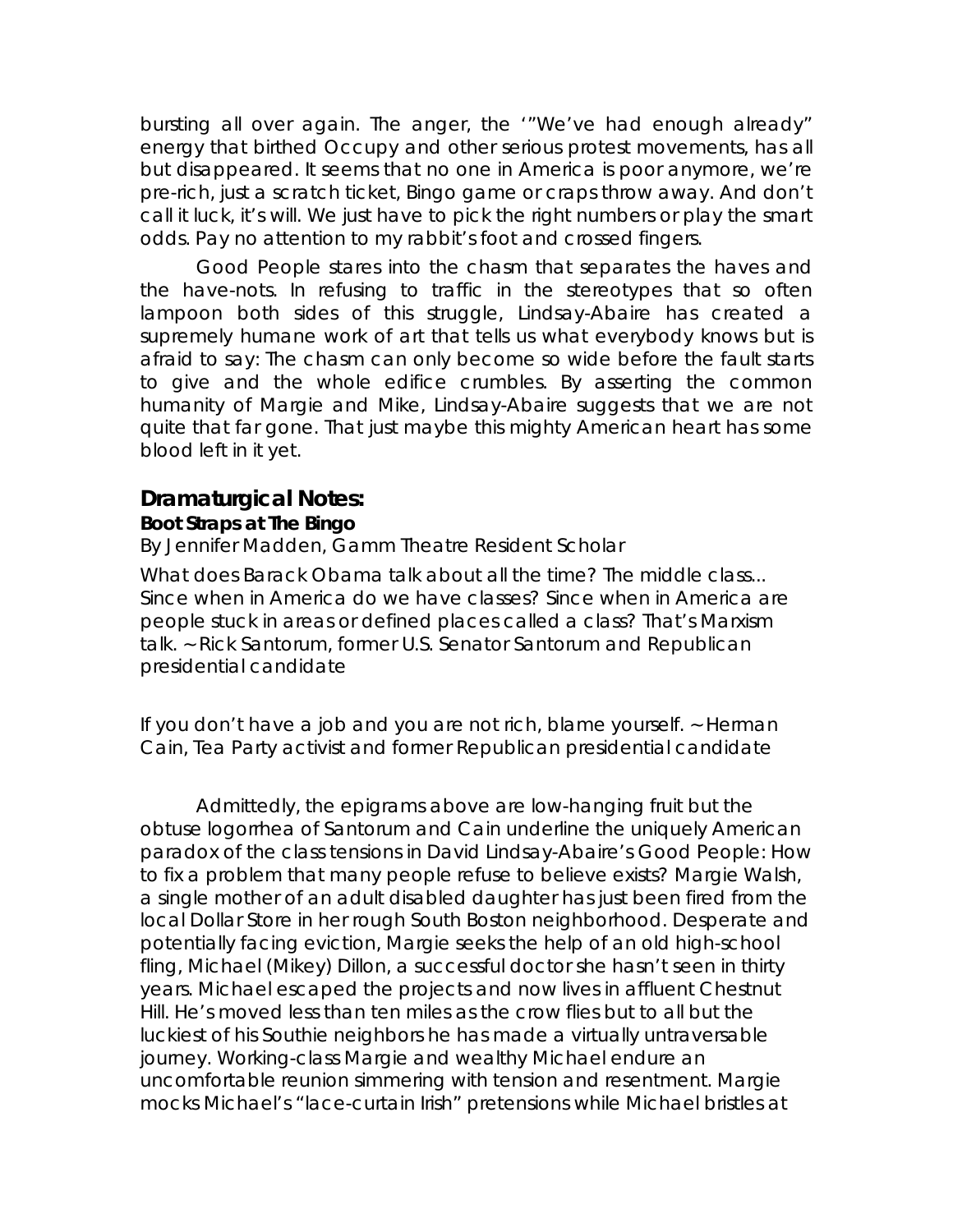bursting all over again. The anger, the '"We've had enough already" energy that birthed Occupy and other serious protest movements, has all but disappeared. It seems that no one in America is poor anymore, we're pre-rich, just a scratch ticket, Bingo game or craps throw away. And don't call it luck, it's will. We just have to pick the right numbers or play the smart odds. Pay no attention to my rabbit's foot and crossed fingers.

Good People stares into the chasm that separates the haves and the have-nots. In refusing to traffic in the stereotypes that so often lampoon both sides of this struggle, Lindsay-Abaire has created a supremely humane work of art that tells us what everybody knows but is afraid to say: The chasm can only become so wide before the fault starts to give and the whole edifice crumbles. By asserting the common humanity of Margie and Mike, Lindsay-Abaire suggests that we are not quite that far gone. That just maybe this mighty American heart has some blood left in it yet.

## Dramaturgical Notes:

### Boot Straps at The Bingo

By Jennifer Madden, Gamm Theatre Resident Scholar

*What does Barack Obama talk about all the time? The middle class... Since when in America do we have classes? Since when in America are people stuck in areas or defined places called a class? That's Marxism talk.* ~ Rick Santorum, former U.S. Senator Santorum and Republican presidential candidate

*If you don't have a job and you are not rich, blame yourself.* ~ Herman Cain, Tea Party activist and former Republican presidential candidate

Admittedly, the epigrams above are low-hanging fruit but the obtuse logorrhea of Santorum and Cain underline the uniquely American paradox of the class tensions in David Lindsay-Abaire's *Good People*: How to fix a problem that many people refuse to believe exists? Margie Walsh, a single mother of an adult disabled daughter has just been fired from the local Dollar Store in her rough South Boston neighborhood. Desperate and potentially facing eviction, Margie seeks the help of an old high-school fling, Michael (Mikey) Dillon, a successful doctor she hasn't seen in thirty years. Michael escaped the projects and now lives in affluent Chestnut Hill. He's moved less than ten miles as the crow flies but to all but the luckiest of his Southie neighbors he has made a virtually untraversable journey. Working-class Margie and wealthy Michael endure an uncomfortable reunion simmering with tension and resentment. Margie mocks Michael's "lace-curtain Irish" pretensions while Michael bristles at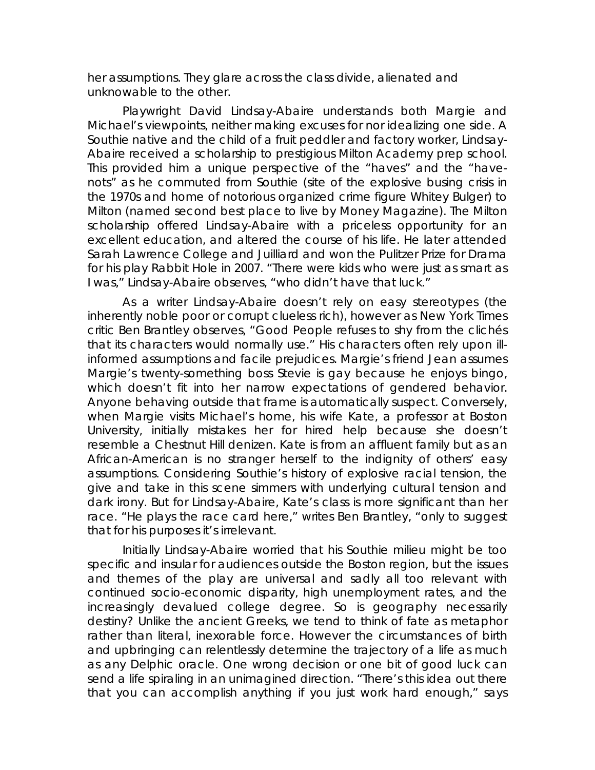her assumptions. They glare across the class divide, alienated and unknowable to the other.

Playwright David Lindsay-Abaire understands both Margie and Michael's viewpoints, neither making excuses for nor idealizing one side. A Southie native and the child of a fruit peddler and factory worker, Lindsay-Abaire received a scholarship to prestigious Milton Academy prep school. This provided him a unique perspective of the "haves" and the "have-nots" as he commuted from Southie (site of the explosive busing crisis in the 1970s and home of notorious organized crime figure Whitey Bulger) to Milton (named second best place to live by Money Magazine). The Milton scholarship offered Lindsay-Abaire with a priceless opportunity for an excellent education, and altered the course of his life. He later attended Sarah Lawrence College and Juilliard and won the Pulitzer Prize for Drama for his play Rabbit Hole in 2007. "There were kids who were just as smart as I was," Lindsay-Abaire observes, "who didn't have that luck."

As a writer Lindsay-Abaire doesn't rely on easy stereotypes (the inherently noble poor or corrupt clueless rich), however as New York Times critic Ben Brantley observes, "Good People refuses to shy from the clichés that its characters would normally use." His characters often rely upon ill-informed assumptions and facile prejudices. Margie's friend Jean assumes Margie's twenty-something boss Stevie is gay because he enjoys bingo, which doesn't fit into her narrow expectations of gendered behavior. Anyone behaving outside that frame is automatically suspect. Conversely, when Margie visits Michael's home, his wife Kate, a professor at Boston University, initially mistakes her for hired help because she doesn't resemble a Chestnut Hill denizen. Kate is from an affluent family but as an African-American is no stranger herself to the indignity of others' easy assumptions. Considering Southie's history of explosive racial tension, the give and take in this scene simmers with underlying cultural tension and dark irony. But for Lindsay-Abaire, Kate's class is more significant than her race. "He plays the race card here," writes Ben Brantley, "only to suggest that for his purposes it's irrelevant.

Initially Lindsay-Abaire worried that his Southie milieu might be too specific and insular for audiences outside the Boston region, but the issues and themes of the play are universal and sadly all too relevant with continued socio-economic disparity, high unemployment rates, and the increasingly devalued college degree. So is geography necessarily destiny? Unlike the ancient Greeks, we tend to think of fate as metaphor rather than literal, inexorable force. However the circumstances of birth and upbringing can relentlessly determine the trajectory of a life as much as any Delphic oracle. One wrong decision or one bit of good luck can send a life spiraling in an unimagined direction. "There's this idea out there that you can accomplish anything if you just work hard enough," says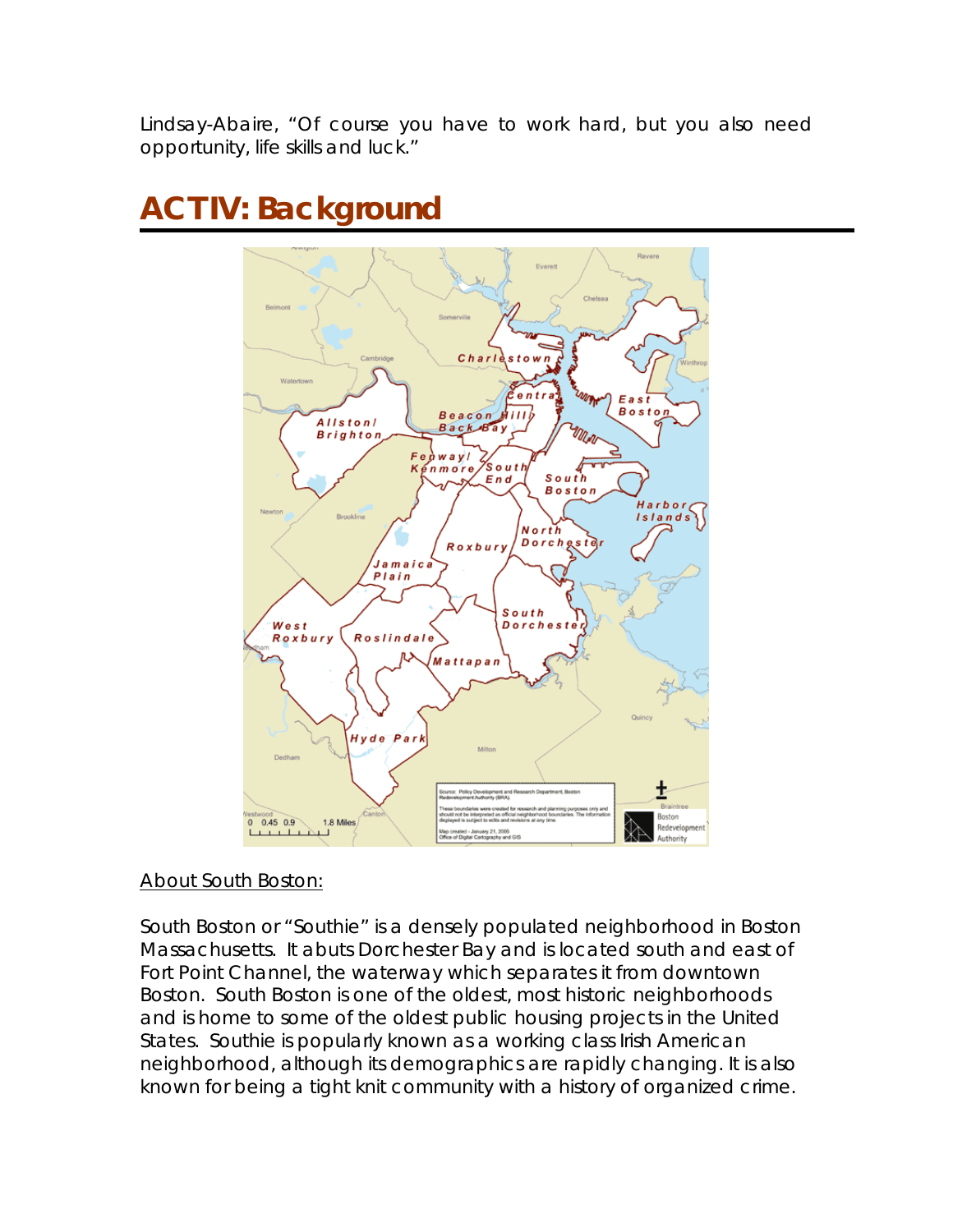Lindsay-Abaire, "Of course you have to work hard, but you also need opportunity, life skills and luck."

## ACTIV: Background

About South Boston:

South Boston or "Southie" is a densely populated neighborhood in Boston Massachusetts. It abuts Dorchester Bay and is located south and east of Fort Point Channel, the waterway which separates it from downtown Boston. South Boston is one of the oldest, most historic neighborhoods and is home to some of the oldest public housing projects in the United States. Southie is popularly known as a working class Irish American neighborhood, although its demographics are rapidly changing. It is also known for being a tight knit community with a history of organized crime.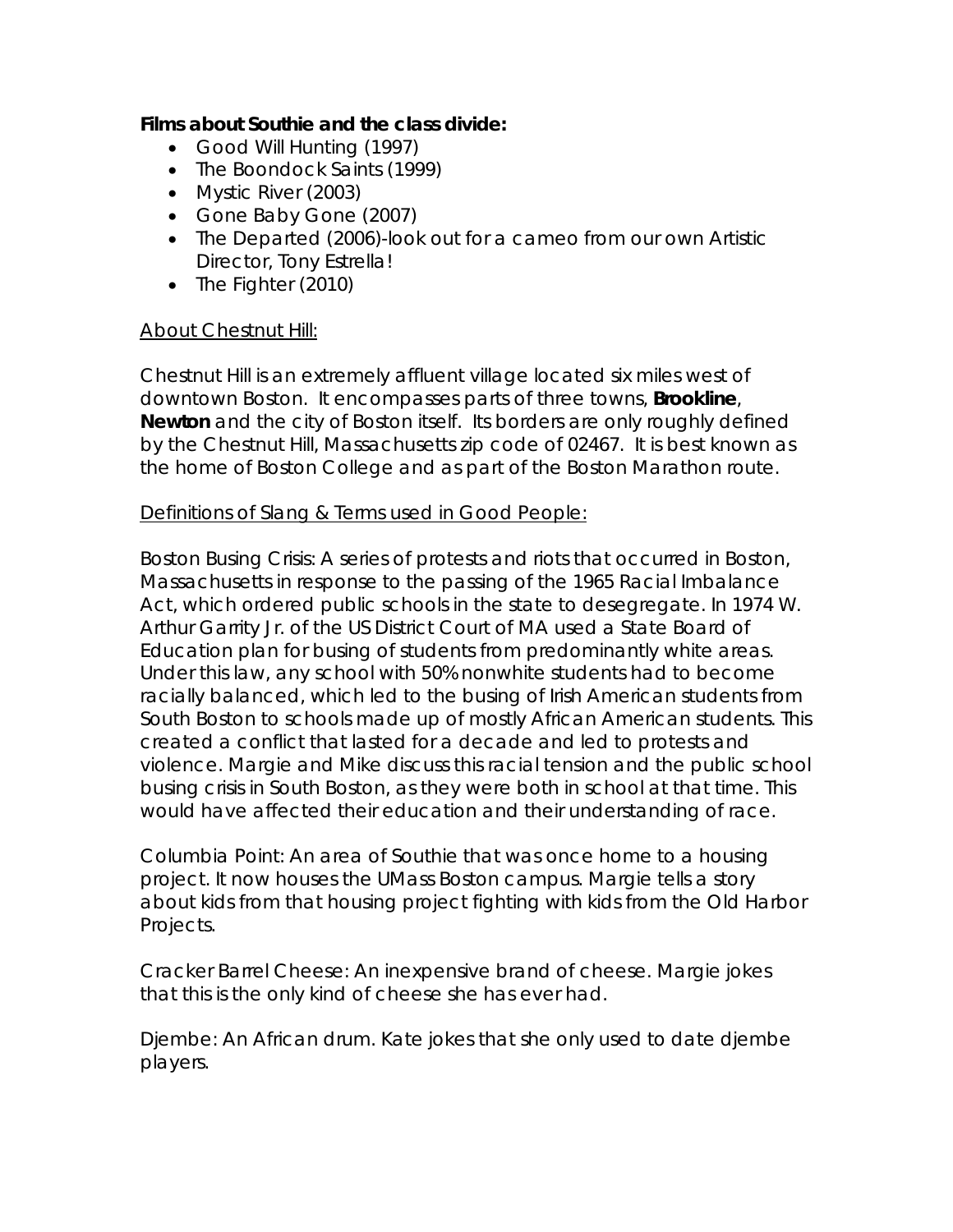**Films about Southie and the class divide:**

- Good Will Hunting (1997)
- The Boondock Saints (1999)
- Mystic River (2003)
- Gone Baby Gone (2007)
- The Departed (2006)-look out for a cameo from our own Artistic Director, Tony Estrella!
- The Fighter (2010)

<u>About Chestnut Hill:</u>

Chestnut Hill is an extremely affluent village located six miles west of downtown Boston. It encompasses parts of three towns, **Brookline**, **Newton** and the city of Boston itself. Its borders are only roughly defined by the Chestnut Hill, Massachusetts zip code of 02467. It is best known as the home of Boston College and as part of the Boston Marathon route.

<u>Definitions of Slang & Terms used in Good People:</u>

Boston Busing Crisis: A series of protests and riots that occurred in Boston, Massachusetts in response to the passing of the 1965 Racial Imbalance Act, which ordered public schools in the state to desegregate. In 1974 W. Arthur Garrity Jr. of the US District Court of MA used a State Board of Education plan for busing of students from predominantly white areas. Under this law, any school with 50% nonwhite students had to become racially balanced, which led to the busing of Irish American students from South Boston to schools made up of mostly African American students. This created a conflict that lasted for a decade and led to protests and violence. Margie and Mike discuss this racial tension and the public school busing crisis in South Boston, as they were both in school at that time. This would have affected their education and their understanding of race.

Columbia Point: An area of Southie that was once home to a housing project. It now houses the UMass Boston campus. Margie tells a story about kids from that housing project fighting with kids from the Old Harbor Projects.

Cracker Barrel Cheese: An inexpensive brand of cheese. Margie jokes that this is the only kind of cheese she has ever had.

Djembe: An African drum. Kate jokes that she only used to date djembe players.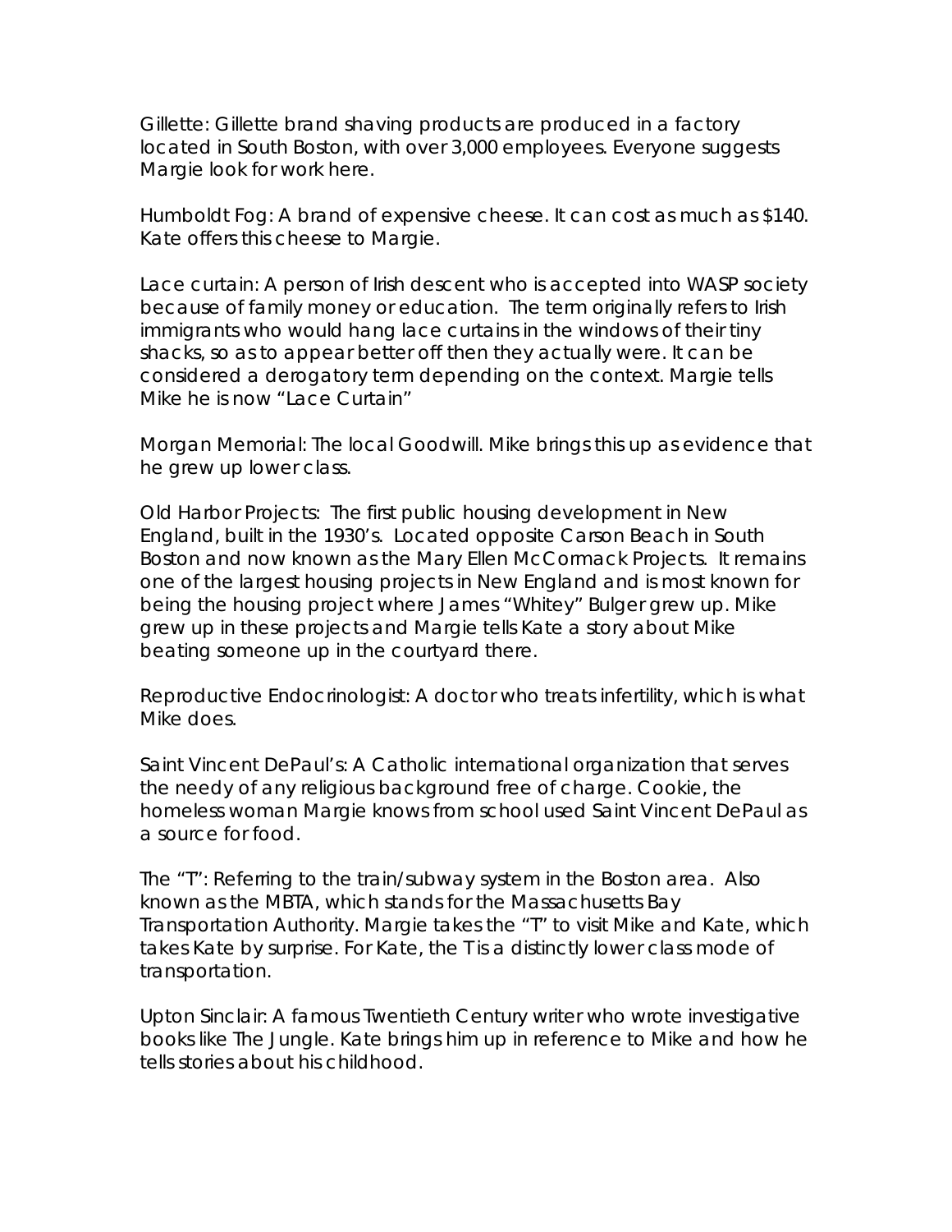Gillette: Gillette brand shaving products are produced in a factory located in South Boston, with over 3,000 employees. Everyone suggests Margie look for work here.

Humboldt Fog: A brand of expensive cheese. It can cost as much as $140. Kate offers this cheese to Margie.

Lace curtain: A person of Irish descent who is accepted into WASP society because of family money or education. The term originally refers to Irish immigrants who would hang lace curtains in the windows of their tiny shacks, so as to appear better off then they actually were. It can be considered a derogatory term depending on the context. Margie tells Mike he is now "Lace Curtain"

Morgan Memorial: The local Goodwill. Mike brings this up as evidence that he grew up lower class.

Old Harbor Projects: The first public housing development in New England, built in the 1930's. Located opposite Carson Beach in South Boston and now known as the Mary Ellen McCormack Projects. It remains one of the largest housing projects in New England and is most known for being the housing project where James "Whitey" Bulger grew up. Mike grew up in these projects and Margie tells Kate a story about Mike beating someone up in the courtyard there.

Reproductive Endocrinologist: A doctor who treats infertility, which is what Mike does.

Saint Vincent DePaul's: A Catholic international organization that serves the needy of any religious background free of charge. Cookie, the homeless woman Margie knows from school used Saint Vincent DePaul as a source for food.

The "T": Referring to the train/subway system in the Boston area. Also known as the MBTA, which stands for the Massachusetts Bay Transportation Authority. Margie takes the "T" to visit Mike and Kate, which takes Kate by surprise. For Kate, the T is a distinctly lower class mode of transportation.

Upton Sinclair: A famous Twentieth Century writer who wrote investigative books like The Jungle. Kate brings him up in reference to Mike and how he tells stories about his childhood.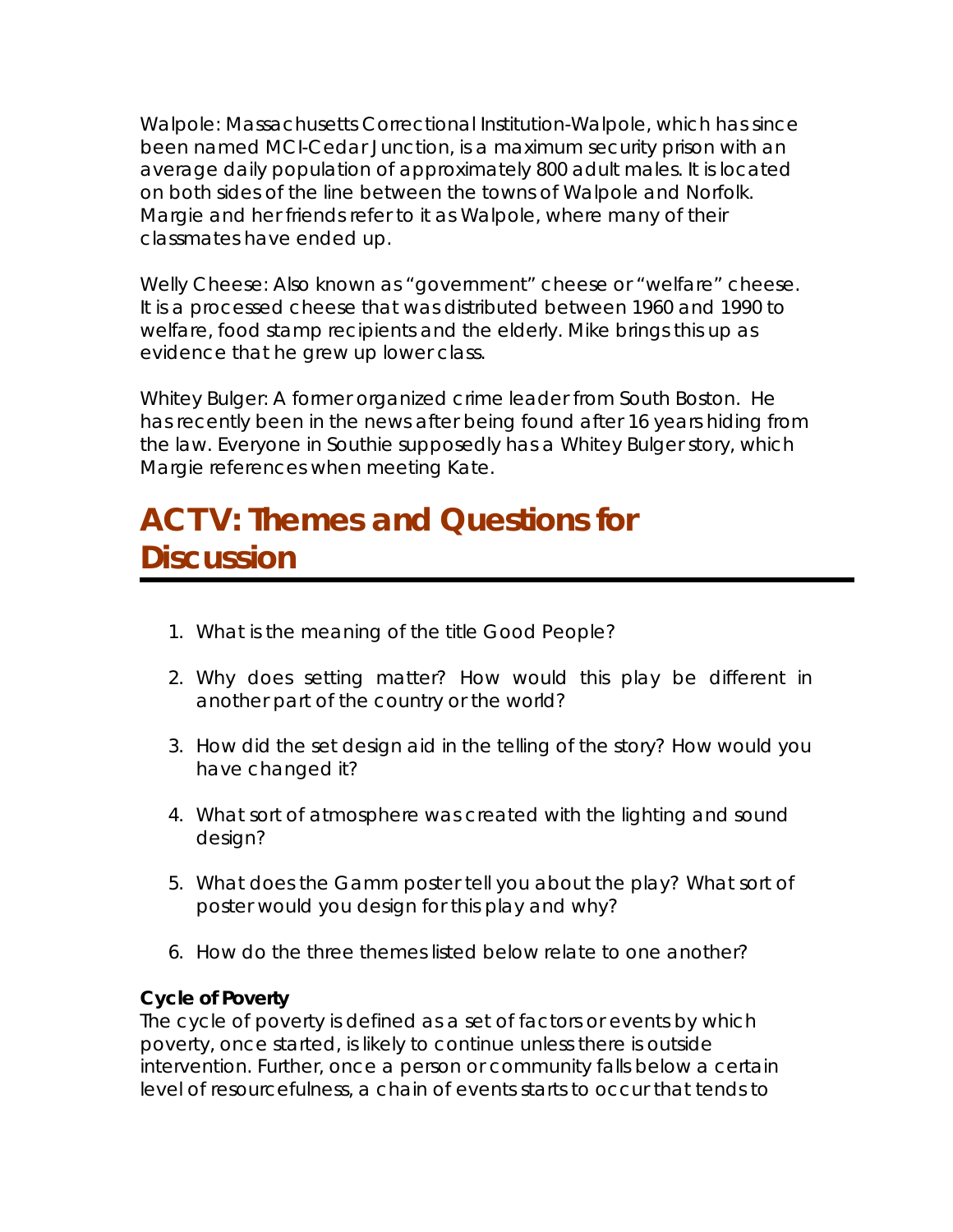Walpole: Massachusetts Correctional Institution-Walpole, which has since been named MCI-Cedar Junction, is a maximum security prison with an average daily population of approximately 800 adult males. It is located on both sides of the line between the towns of Walpole and Norfolk. Margie and her friends refer to it as Walpole, where many of their classmates have ended up.

Welly Cheese: Also known as "government" cheese or "welfare" cheese. It is a processed cheese that was distributed between 1960 and 1990 to welfare, food stamp recipients and the elderly. Mike brings this up as evidence that he grew up lower class.

Whitey Bulger: A former organized crime leader from South Boston. He has recently been in the news after being found after 16 years hiding from the law. Everyone in Southie supposedly has a Whitey Bulger story, which Margie references when meeting Kate.

# ACTV: Themes and Questions for Discussion

1. What is the meaning of the title Good People?
2. Why does setting matter? How would this play be different in another part of the country or the world?
3. How did the set design aid in the telling of the story? How would you have changed it?
4. What sort of atmosphere was created with the lighting and sound design?
5. What does the Gamm poster tell you about the play? What sort of poster would you design for this play and why?
6. How do the three themes listed below relate to one another?

**Cycle of Poverty**
The cycle of poverty is defined as a set of factors or events by which poverty, once started, is likely to continue unless there is outside intervention. Further, once a person or community falls below a certain level of resourcefulness, a chain of events starts to occur that tends to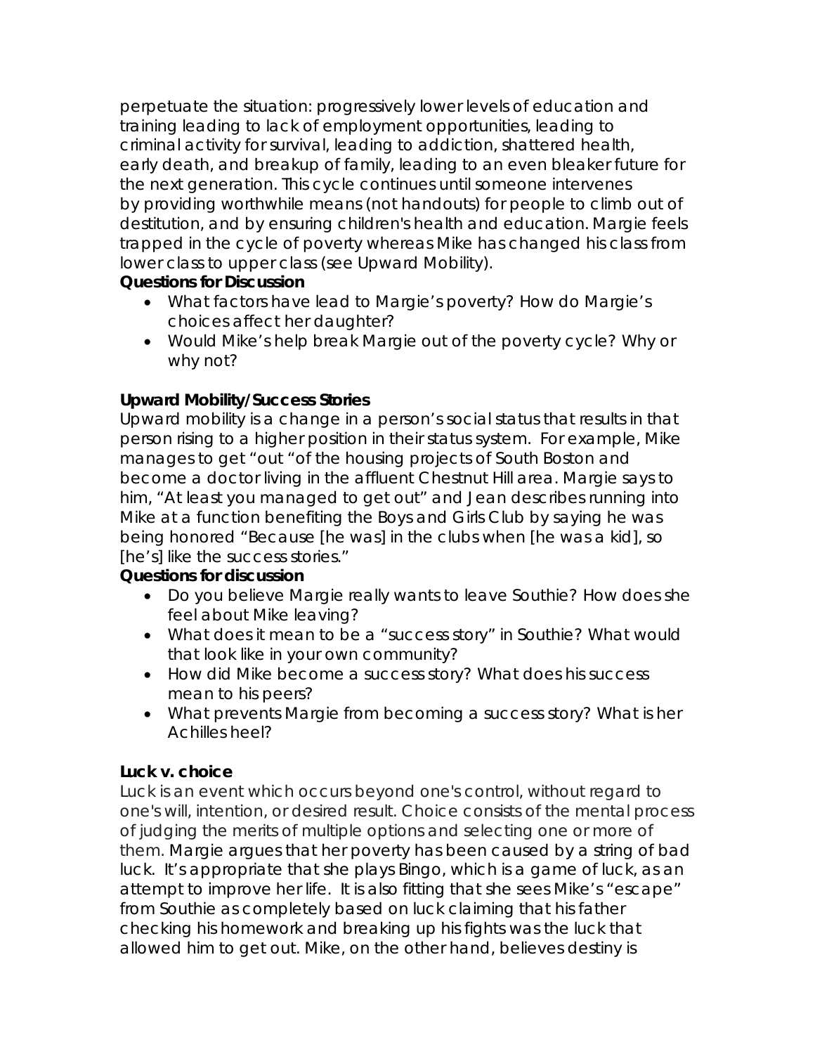perpetuate the situation: progressively lower levels of education and training leading to lack of employment opportunities, leading to criminal activity for survival, leading to addiction, shattered health, early death, and breakup of family, leading to an even bleaker future for the next generation. This cycle continues until someone intervenes by providing worthwhile means (not handouts) for people to climb out of destitution, and by ensuring children's health and education. Margie feels trapped in the cycle of poverty whereas Mike has changed his class from lower class to upper class (see Upward Mobility).

**Questions for Discussion**

- What factors have lead to Margie's poverty? How do Margie's choices affect her daughter?
- Would Mike's help break Margie out of the poverty cycle? Why or why not?

**Upward Mobility/Success Stories**

Upward mobility is a change in a person's social status that results in that person rising to a higher position in their status system. For example, Mike manages to get "out "of the housing projects of South Boston and become a doctor living in the affluent Chestnut Hill area. Margie says to him, "At least you managed to get out" and Jean describes running into Mike at a function benefiting the Boys and Girls Club by saying he was being honored "Because [he was] in the clubs when [he was a kid], so [he's] like the success stories."

**Questions for discussion**

- Do you believe Margie really wants to leave Southie? How does she feel about Mike leaving?
- What does it mean to be a "success story" in Southie? What would that look like in your own community?
- How did Mike become a success story? What does his success mean to his peers?
- What prevents Margie from becoming a success story? What is her Achilles heel?

**Luck v. choice**

Luck is an event which occurs beyond one's control, without regard to one's will, intention, or desired result. Choice consists of the mental process of judging the merits of multiple options and selecting one or more of them. Margie argues that her poverty has been caused by a string of bad luck. It's appropriate that she plays Bingo, which is a game of luck, as an attempt to improve her life. It is also fitting that she sees Mike's "escape" from Southie as completely based on luck claiming that his father checking his homework and breaking up his fights was the luck that allowed him to get out. Mike, on the other hand, believes destiny is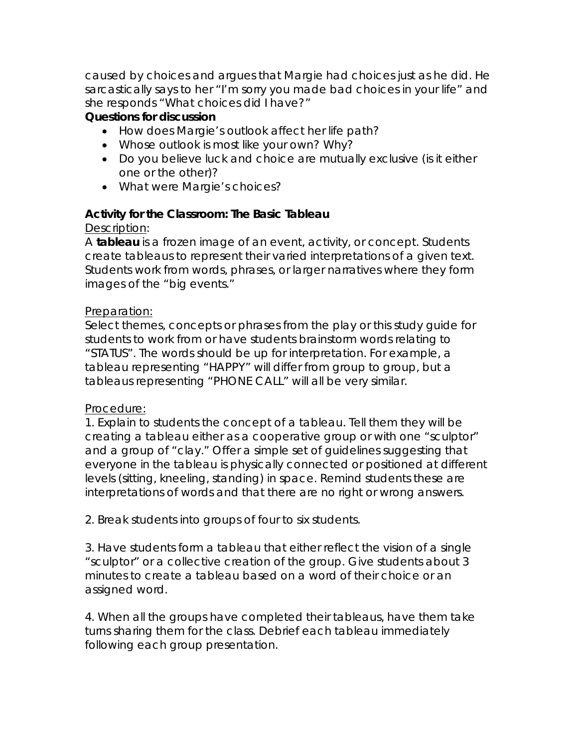caused by choices and argues that Margie had choices just as he did. He sarcastically says to her "I'm sorry you made bad choices in your life" and she responds "What choices did I have?"

**Questions for discussion**

- How does Margie's outlook affect her life path?
- Whose outlook is most like your own? Why?
- Do you believe luck and choice are mutually exclusive (is it either one or the other)?
- What were Margie's choices?

**Activity for the Classroom: The Basic Tableau**

Description:

A **tableau** is a frozen image of an event, activity, or concept. Students create tableaus to represent their varied interpretations of a given text. Students work from words, phrases, or larger narratives where they form images of the "big events."

Preparation:

Select themes, concepts or phrases from the play or this study guide for students to work from or have students brainstorm words relating to "STATUS". The words should be up for interpretation. For example, a tableau representing "HAPPY" will differ from group to group, but a tableaus representing "PHONE CALL" will all be very similar.

Procedure:

1. Explain to students the concept of a tableau. Tell them they will be creating a tableau either as a cooperative group or with one "sculptor" and a group of "clay." Offer a simple set of guidelines suggesting that everyone in the tableau is physically connected or positioned at different levels (sitting, kneeling, standing) in space. Remind students these are interpretations of words and that there are no right or wrong answers.

2. Break students into groups of four to six students.

3. Have students form a tableau that either reflect the vision of a single "sculptor" or a collective creation of the group. Give students about 3 minutes to create a tableau based on a word of their choice or an assigned word.

4. When all the groups have completed their tableaus, have them take turns sharing them for the class. Debrief each tableau immediately following each group presentation.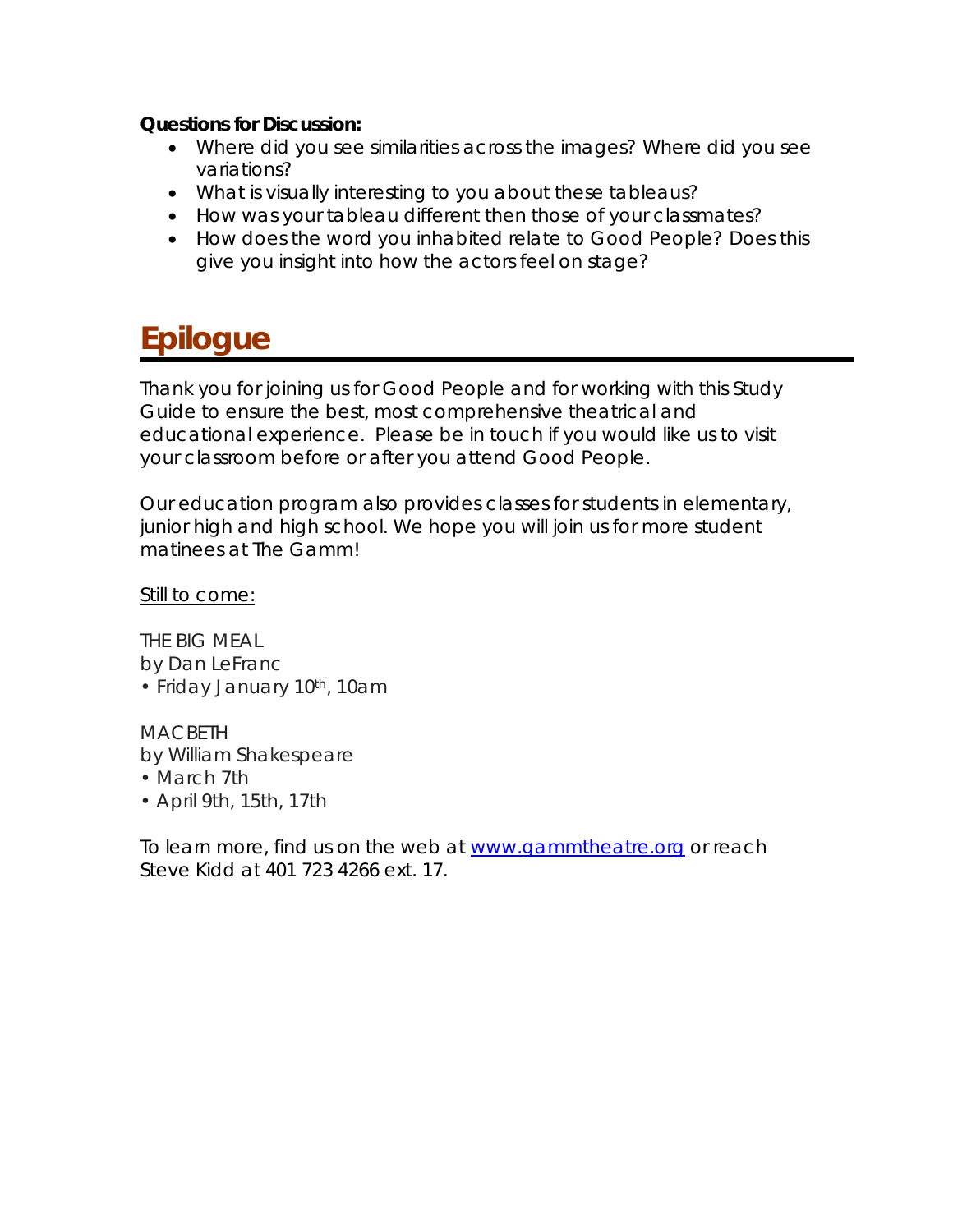**Questions for Discussion:**

- Where did you see similarities across the images? Where did you see variations?
- What is visually interesting to you about these tableaus?
- How was your tableau different then those of your classmates?
- How does the word you inhabited relate to Good People? Does this give you insight into how the actors feel on stage?

# Epilogue

Thank you for joining us for Good People and for working with this Study Guide to ensure the best, most comprehensive theatrical and educational experience. Please be in touch if you would like us to visit your classroom before or after you attend Good People.

Our education program also provides classes for students in elementary, junior high and high school. We hope you will join us for more student matinees at The Gamm!

Still to come:

THE BIG MEAL
by Dan LeFranc
• Friday January 10th, 10am

MACBETH
by William Shakespeare
• March 7th
• April 9th, 15th, 17th

To learn more, find us on the web at [www.gammtheatre.org](http://www.gammtheatre.org) or reach Steve Kidd at 401 723 4266 ext. 17.